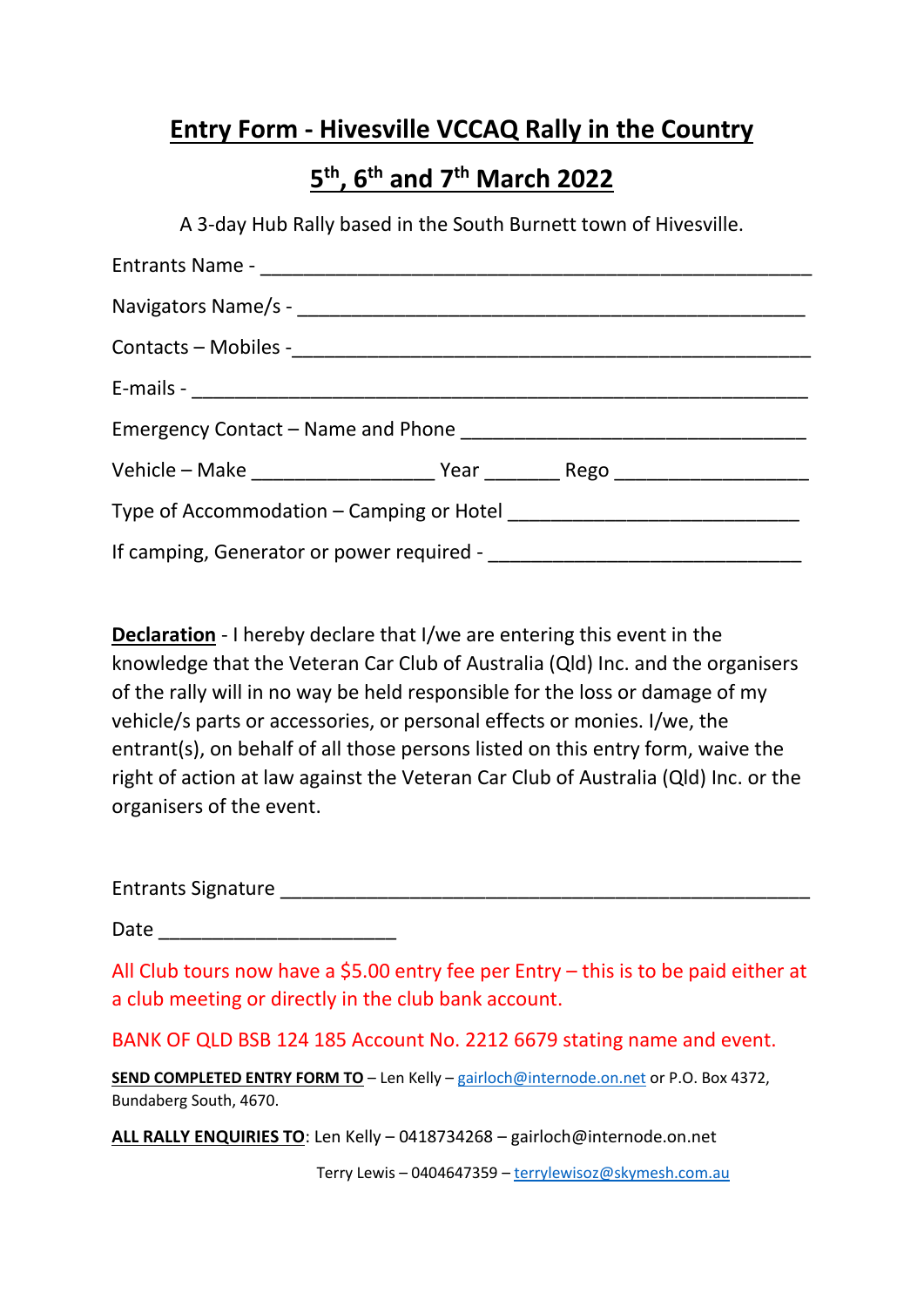# Entry Form - Hivesville VCCAQ Rally in the Country

## 5th, 6th and 7th March 2022

A 3-day Hub Rally based in the South Burnett town of Hivesville.

Entrants Name - ___________________________________________________

Navigators Name/s - ______________________________________________

Contacts – Mobiles - _______________________________________________

E-mails - ________________________________________________________

Emergency Contact – Name and Phone ________________________________

Vehicle – Make _________________ Year _______ Rego __________________

Type of Accommodation – Camping or Hotel ___________________________

If camping, Generator or power required - _____________________________

**Declaration** - I hereby declare that I/we are entering this event in the knowledge that the Veteran Car Club of Australia (Qld) Inc. and the organisers of the rally will in no way be held responsible for the loss or damage of my vehicle/s parts or accessories, or personal effects or monies. I/we, the entrant(s), on behalf of all those persons listed on this entry form, waive the right of action at law against the Veteran Car Club of Australia (Qld) Inc. or the organisers of the event.

Entrants Signature _________________________________________________

Date ______________________

All Club tours now have a $5.00 entry fee per Entry – this is to be paid either at a club meeting or directly in the club bank account.

BANK OF QLD BSB 124 185 Account No. 2212 6679 stating name and event.

**SEND COMPLETED ENTRY FORM TO** – Len Kelly – gairloch@internode.on.net or P.O. Box 4372, Bundaberg South, 4670.

**ALL RALLY ENQUIRIES TO**: Len Kelly – 0418734268 – gairloch@internode.on.net

Terry Lewis – 0404647359 – terrylewisoz@skymesh.com.au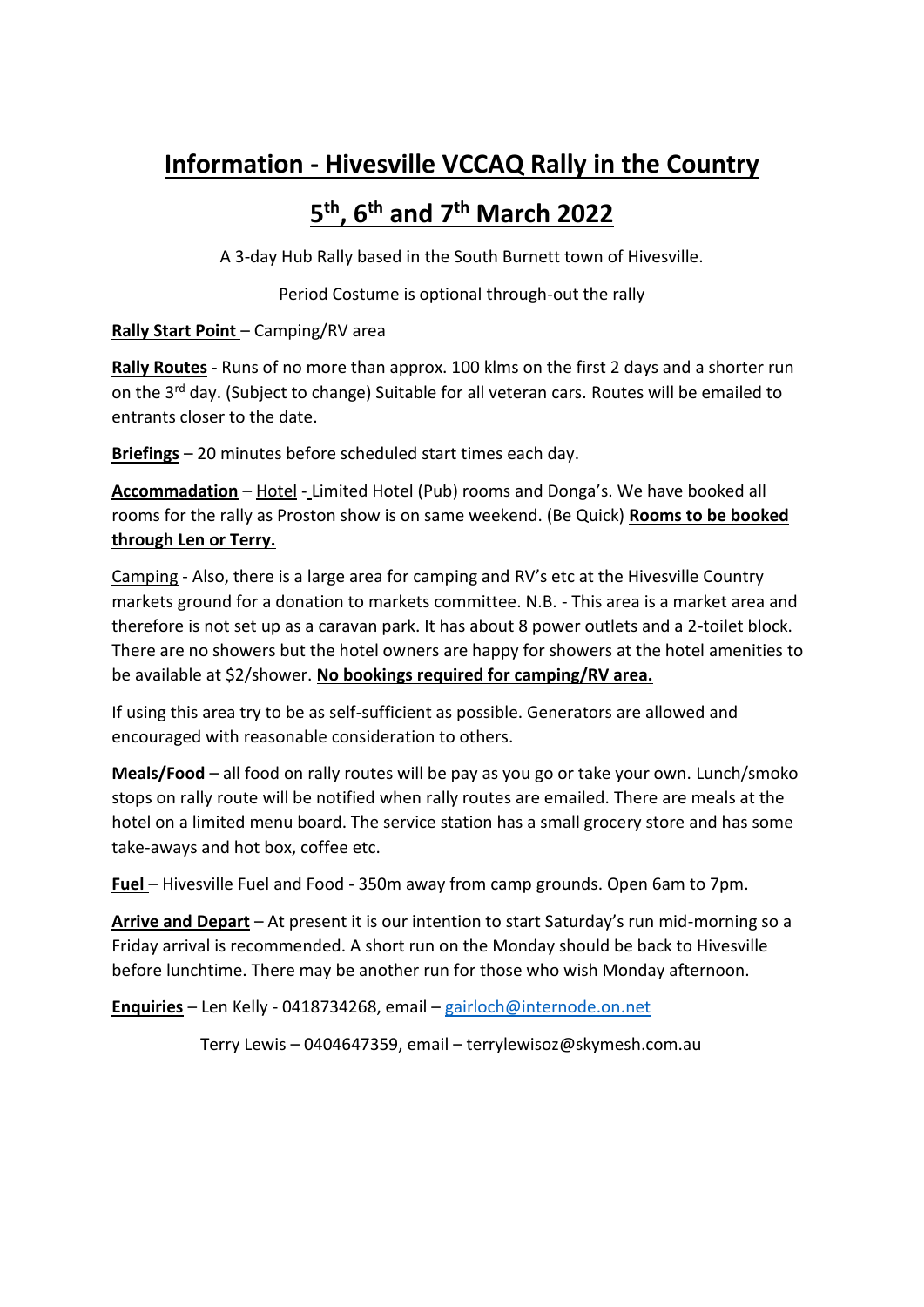# Information - Hivesville VCCAQ Rally in the Country

## 5th, 6th and 7th March 2022

A 3-day Hub Rally based in the South Burnett town of Hivesville.

Period Costume is optional through-out the rally

**Rally Start Point** – Camping/RV area

**Rally Routes** - Runs of no more than approx. 100 klms on the first 2 days and a shorter run on the 3rd day. (Subject to change) Suitable for all veteran cars. Routes will be emailed to entrants closer to the date.

**Briefings** – 20 minutes before scheduled start times each day.

**Accommadation** – Hotel - Limited Hotel (Pub) rooms and Donga's. We have booked all rooms for the rally as Proston show is on same weekend. (Be Quick) **Rooms to be booked through Len or Terry.**

Camping - Also, there is a large area for camping and RV's etc at the Hivesville Country markets ground for a donation to markets committee. N.B. - This area is a market area and therefore is not set up as a caravan park. It has about 8 power outlets and a 2-toilet block. There are no showers but the hotel owners are happy for showers at the hotel amenities to be available at $2/shower. **No bookings required for camping/RV area.**

If using this area try to be as self-sufficient as possible. Generators are allowed and encouraged with reasonable consideration to others.

**Meals/Food** – all food on rally routes will be pay as you go or take your own. Lunch/smoko stops on rally route will be notified when rally routes are emailed. There are meals at the hotel on a limited menu board. The service station has a small grocery store and has some take-aways and hot box, coffee etc.

**Fuel** – Hivesville Fuel and Food - 350m away from camp grounds. Open 6am to 7pm.

**Arrive and Depart** – At present it is our intention to start Saturday's run mid-morning so a Friday arrival is recommended. A short run on the Monday should be back to Hivesville before lunchtime. There may be another run for those who wish Monday afternoon.

**Enquiries** – Len Kelly - 0418734268, email – gairloch@internode.on.net

Terry Lewis – 0404647359, email – terrylewisoz@skymesh.com.au